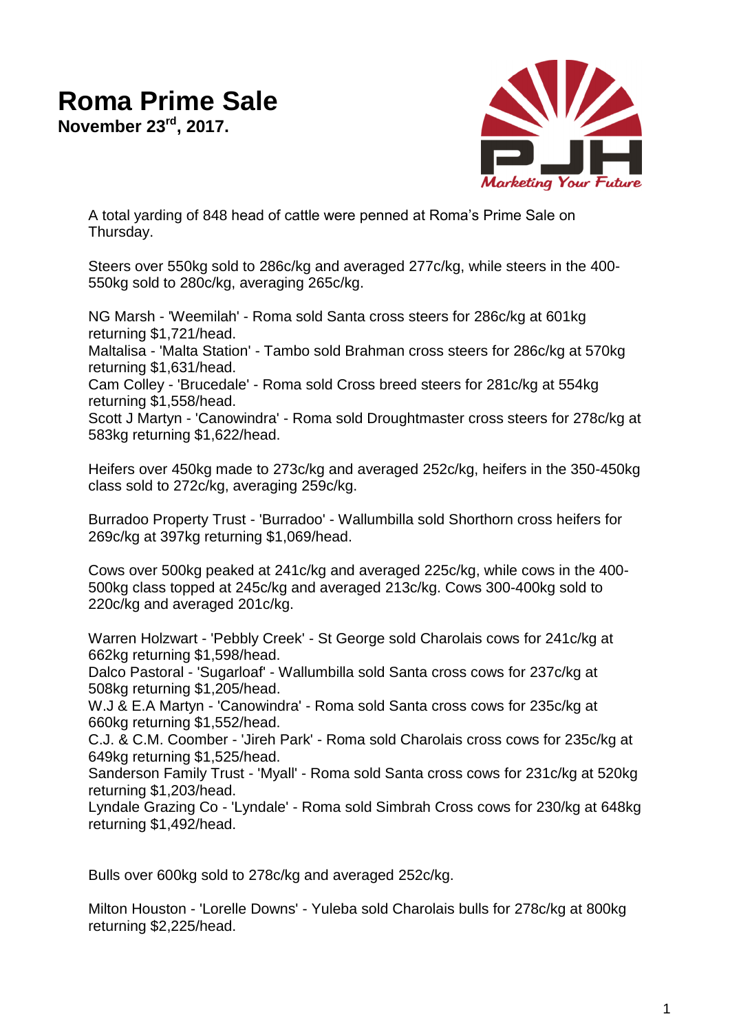# Roma Prime Sale

**November 23rd, 2017.**

A total yarding of 848 head of cattle were penned at Roma's Prime Sale on Thursday.

Steers over 550kg sold to 286c/kg and averaged 277c/kg, while steers in the 400-550kg sold to 280c/kg, averaging 265c/kg.

NG Marsh - 'Weemilah' - Roma sold Santa cross steers for 286c/kg at 601kg returning $1,721/head.
Maltalisa - 'Malta Station' - Tambo sold Brahman cross steers for 286c/kg at 570kg returning $1,631/head.
Cam Colley - 'Brucedale' - Roma sold Cross breed steers for 281c/kg at 554kg returning $1,558/head.
Scott J Martyn - 'Canowindra' - Roma sold Droughtmaster cross steers for 278c/kg at 583kg returning $1,622/head.

Heifers over 450kg made to 273c/kg and averaged 252c/kg, heifers in the 350-450kg class sold to 272c/kg, averaging 259c/kg.

Burradoo Property Trust - 'Burradoo' - Wallumbilla sold Shorthorn cross heifers for 269c/kg at 397kg returning $1,069/head.

Cows over 500kg peaked at 241c/kg and averaged 225c/kg, while cows in the 400-500kg class topped at 245c/kg and averaged 213c/kg. Cows 300-400kg sold to 220c/kg and averaged 201c/kg.

Warren Holzwart - 'Pebbly Creek' - St George sold Charolais cows for 241c/kg at 662kg returning $1,598/head.
Dalco Pastoral - 'Sugarloaf' - Wallumbilla sold Santa cross cows for 237c/kg at 508kg returning $1,205/head.
W.J & E.A Martyn - 'Canowindra' - Roma sold Santa cross cows for 235c/kg at 660kg returning $1,552/head.
C.J. & C.M. Coomber - 'Jireh Park' - Roma sold Charolais cross cows for 235c/kg at 649kg returning $1,525/head.
Sanderson Family Trust - 'Myall' - Roma sold Santa cross cows for 231c/kg at 520kg returning $1,203/head.
Lyndale Grazing Co - 'Lyndale' - Roma sold Simbrah Cross cows for 230/kg at 648kg returning $1,492/head.

Bulls over 600kg sold to 278c/kg and averaged 252c/kg.

Milton Houston - 'Lorelle Downs' - Yuleba sold Charolais bulls for 278c/kg at 800kg returning $2,225/head.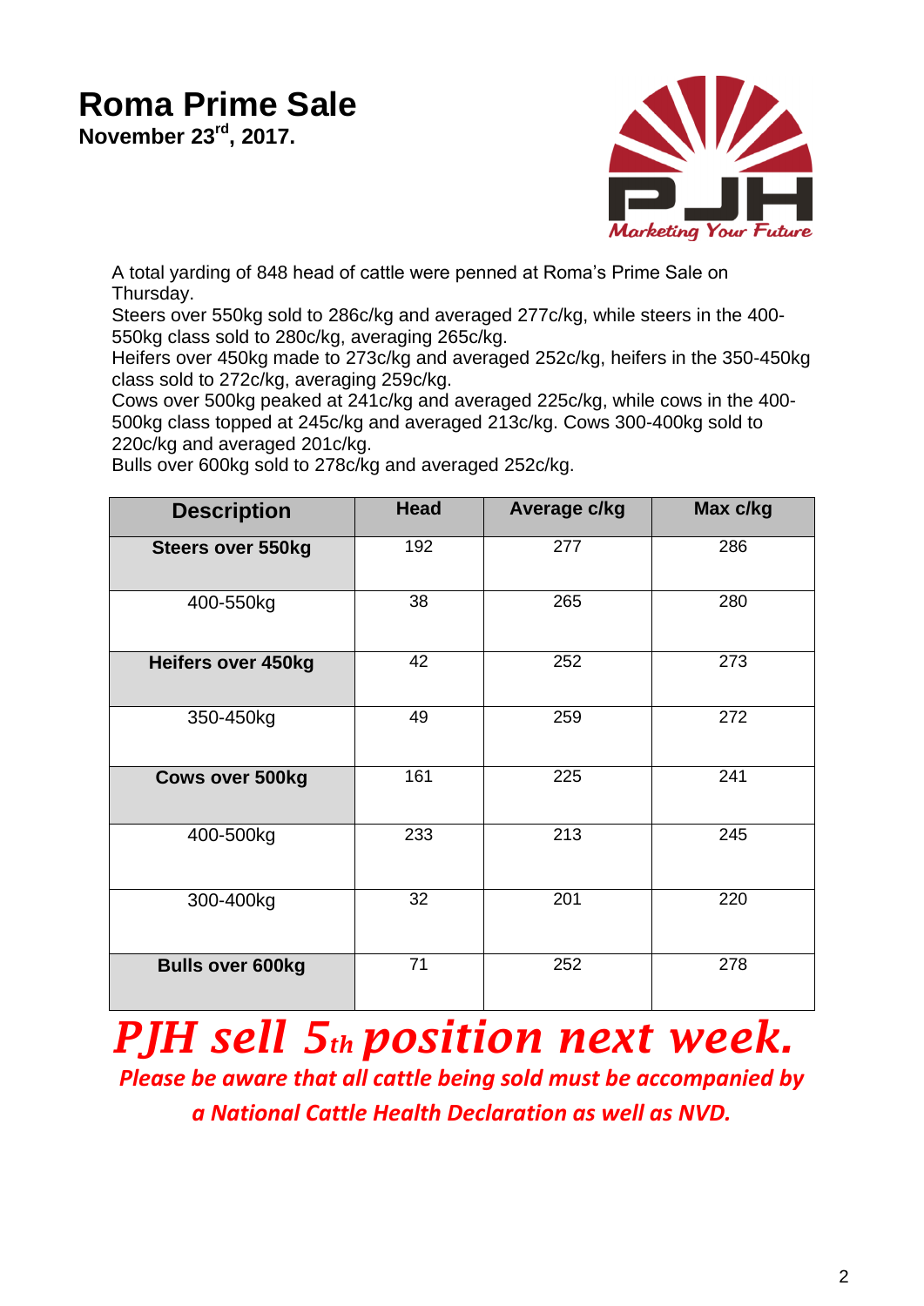# Roma Prime Sale

**November 23rd, 2017.**

PJH

*Marketing Your Future*

A total yarding of 848 head of cattle were penned at Roma's Prime Sale on Thursday.
Steers over 550kg sold to 286c/kg and averaged 277c/kg, while steers in the 400-550kg class sold to 280c/kg, averaging 265c/kg.
Heifers over 450kg made to 273c/kg and averaged 252c/kg, heifers in the 350-450kg class sold to 272c/kg, averaging 259c/kg.
Cows over 500kg peaked at 241c/kg and averaged 225c/kg, while cows in the 400-500kg class topped at 245c/kg and averaged 213c/kg. Cows 300-400kg sold to 220c/kg and averaged 201c/kg.
Bulls over 600kg sold to 278c/kg and averaged 252c/kg.

| Description | Head | Average c/kg | Max c/kg |
|---|---|---|---|
| **Steers over 550kg** | 192 | 277 | 286 |
| 400-550kg | 38 | 265 | 280 |
| **Heifers over 450kg** | 42 | 252 | 273 |
| 350-450kg | 49 | 259 | 272 |
| **Cows over 500kg** | 161 | 225 | 241 |
| 400-500kg | 233 | 213 | 245 |
| 300-400kg | 32 | 201 | 220 |
| **Bulls over 600kg** | 71 | 252 | 278 |

***PJH sell 5th position next week.***

***Please be aware that all cattle being sold must be accompanied by a National Cattle Health Declaration as well as NVD.***